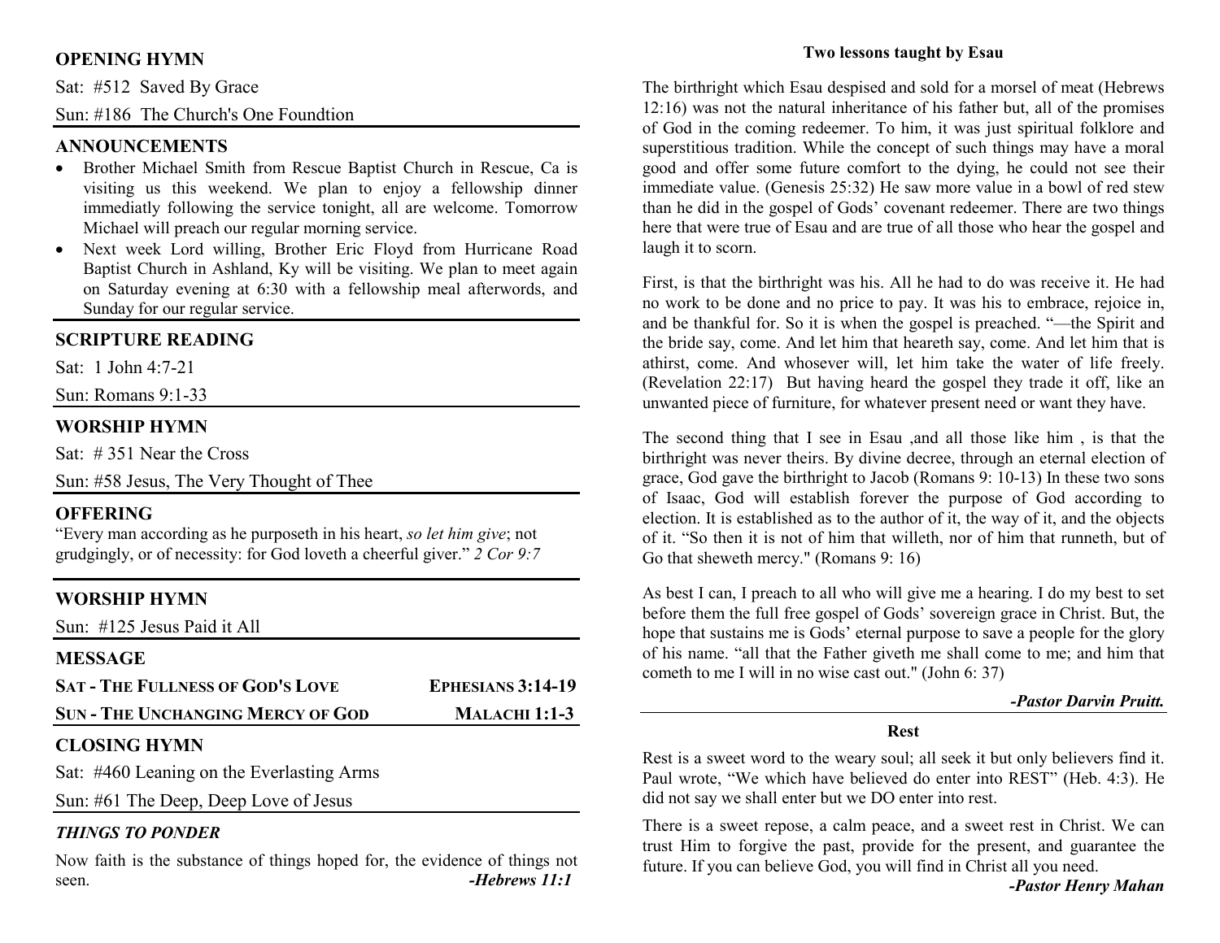## OPENING HYMN

Sat: #512 Saved By Grace

Sun: #186 The Church's One Foundtion

## ANNOUNCEMENTS

- Brother Michael Smith from Rescue Baptist Church in Rescue, Ca is visiting us this weekend. We plan to enjoy a fellowship dinner immediatly following the service tonight, all are welcome. Tomorrow Michael will preach our regular morning service.
- Next week Lord willing, Brother Eric Floyd from Hurricane Road Baptist Church in Ashland, Ky will be visiting. We plan to meet again on Saturday evening at 6:30 with a fellowship meal afterwords, and Sunday for our regular service.

## SCRIPTURE READING

Sat: 1 John 4:7-21

Sun: Romans 9:1-33

## WORSHIP HYMN

Sat: # 351 Near the Cross

Sun: #58 Jesus, The Very Thought of Thee

## OFFERING

"Every man according as he purposeth in his heart, *so let him give*; not grudgingly, or of necessity: for God loveth a cheerful giver." *2 Cor 9:7*

## WORSHIP HYMN

Sun: #125 Jesus Paid it All

## MESSAGE

**SAT - THE FULLNESS OF GOD'S LOVE** — **EPHESIANS 3:14-19**

**SUN - THE UNCHANGING MERCY OF GOD** — **MALACHI 1:1-3**

## CLOSING HYMN

Sat: #460 Leaning on the Everlasting Arms

Sun: #61 The Deep, Deep Love of Jesus

### *THINGS TO PONDER*

Now faith is the substance of things hoped for, the evidence of things not seen. ***-Hebrews 11:1***

### Two lessons taught by Esau

The birthright which Esau despised and sold for a morsel of meat (Hebrews 12:16) was not the natural inheritance of his father but, all of the promises of God in the coming redeemer. To him, it was just spiritual folklore and superstitious tradition. While the concept of such things may have a moral good and offer some future comfort to the dying, he could not see their immediate value. (Genesis 25:32) He saw more value in a bowl of red stew than he did in the gospel of Gods' covenant redeemer. There are two things here that were true of Esau and are true of all those who hear the gospel and laugh it to scorn.

First, is that the birthright was his. All he had to do was receive it. He had no work to be done and no price to pay. It was his to embrace, rejoice in, and be thankful for. So it is when the gospel is preached. "—the Spirit and the bride say, come. And let him that heareth say, come. And let him that is athirst, come. And whosever will, let him take the water of life freely. (Revelation 22:17) But having heard the gospel they trade it off, like an unwanted piece of furniture, for whatever present need or want they have.

The second thing that I see in Esau ,and all those like him , is that the birthright was never theirs. By divine decree, through an eternal election of grace, God gave the birthright to Jacob (Romans 9: 10-13) In these two sons of Isaac, God will establish forever the purpose of God according to election. It is established as to the author of it, the way of it, and the objects of it. "So then it is not of him that willeth, nor of him that runneth, but of Go that sheweth mercy." (Romans 9: 16)

As best I can, I preach to all who will give me a hearing. I do my best to set before them the full free gospel of Gods' sovereign grace in Christ. But, the hope that sustains me is Gods' eternal purpose to save a people for the glory of his name. "all that the Father giveth me shall come to me; and him that cometh to me I will in no wise cast out." (John 6: 37)

***-Pastor Darvin Pruitt.***

### Rest

Rest is a sweet word to the weary soul; all seek it but only believers find it. Paul wrote, "We which have believed do enter into REST" (Heb. 4:3). He did not say we shall enter but we DO enter into rest.

There is a sweet repose, a calm peace, and a sweet rest in Christ. We can trust Him to forgive the past, provide for the present, and guarantee the future. If you can believe God, you will find in Christ all you need.

***-Pastor Henry Mahan***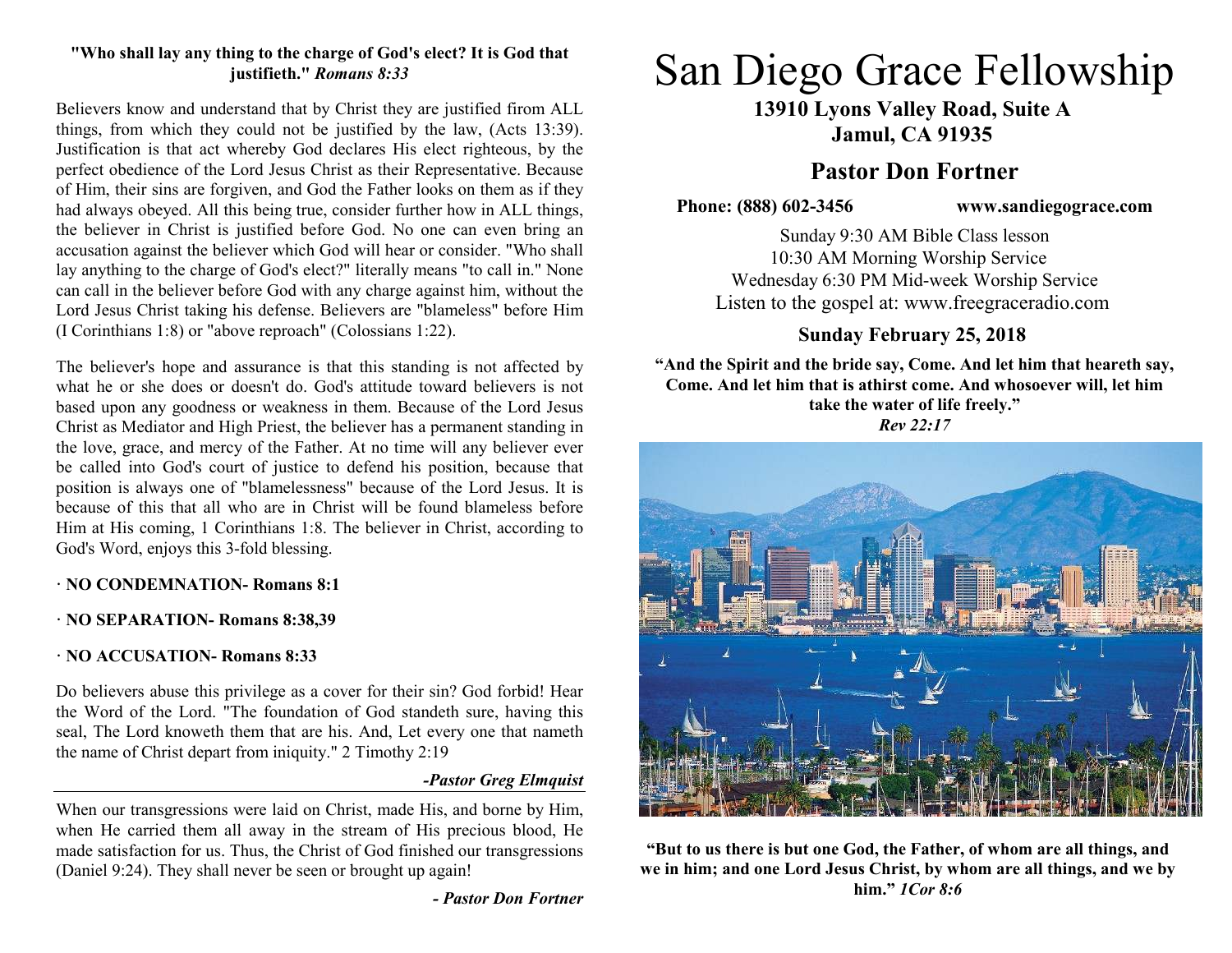**"Who shall lay any thing to the charge of God's elect? It is God that justifieth."** ***Romans 8:33***

Believers know and understand that by Christ they are justified firom ALL things, from which they could not be justified by the law, (Acts 13:39). Justification is that act whereby God declares His elect righteous, by the perfect obedience of the Lord Jesus Christ as their Representative. Because of Him, their sins are forgiven, and God the Father looks on them as if they had always obeyed. All this being true, consider further how in ALL things, the believer in Christ is justified before God. No one can even bring an accusation against the believer which God will hear or consider. "Who shall lay anything to the charge of God's elect?" literally means "to call in." None can call in the believer before God with any charge against him, without the Lord Jesus Christ taking his defense. Believers are "blameless" before Him (I Corinthians 1:8) or "above reproach" (Colossians 1:22).

The believer's hope and assurance is that this standing is not affected by what he or she does or doesn't do. God's attitude toward believers is not based upon any goodness or weakness in them. Because of the Lord Jesus Christ as Mediator and High Priest, the believer has a permanent standing in the love, grace, and mercy of the Father. At no time will any believer ever be called into God's court of justice to defend his position, because that position is always one of "blamelessness" because of the Lord Jesus. It is because of this that all who are in Christ will be found blameless before Him at His coming, 1 Corinthians 1:8. The believer in Christ, according to God's Word, enjoys this 3-fold blessing.

- **NO CONDEMNATION- Romans 8:1**
- **NO SEPARATION- Romans 8:38,39**
- **NO ACCUSATION- Romans 8:33**

Do believers abuse this privilege as a cover for their sin? God forbid! Hear the Word of the Lord. "The foundation of God standeth sure, having this seal, The Lord knoweth them that are his. And, Let every one that nameth the name of Christ depart from iniquity." 2 Timothy 2:19

***-Pastor Greg Elmquist***

---

When our transgressions were laid on Christ, made His, and borne by Him, when He carried them all away in the stream of His precious blood, He made satisfaction for us. Thus, the Christ of God finished our transgressions (Daniel 9:24). They shall never be seen or brought up again!

***- Pastor Don Fortner***

# San Diego Grace Fellowship

**13910 Lyons Valley Road, Suite A**
**Jamul, CA 91935**

## Pastor Don Fortner

**Phone: (888) 602-3456** **www.sandiegograce.com**

Sunday 9:30 AM Bible Class lesson
10:30 AM Morning Worship Service
Wednesday 6:30 PM Mid-week Worship Service
Listen to the gospel at: www.freegraceradio.com

### Sunday February 25, 2018

**"And the Spirit and the bride say, Come. And let him that heareth say, Come. And let him that is athirst come. And whosoever will, let him take the water of life freely."**
***Rev 22:17***

**"But to us there is but one God, the Father, of whom are all things, and we in him; and one Lord Jesus Christ, by whom are all things, and we by him."** ***1Cor 8:6***